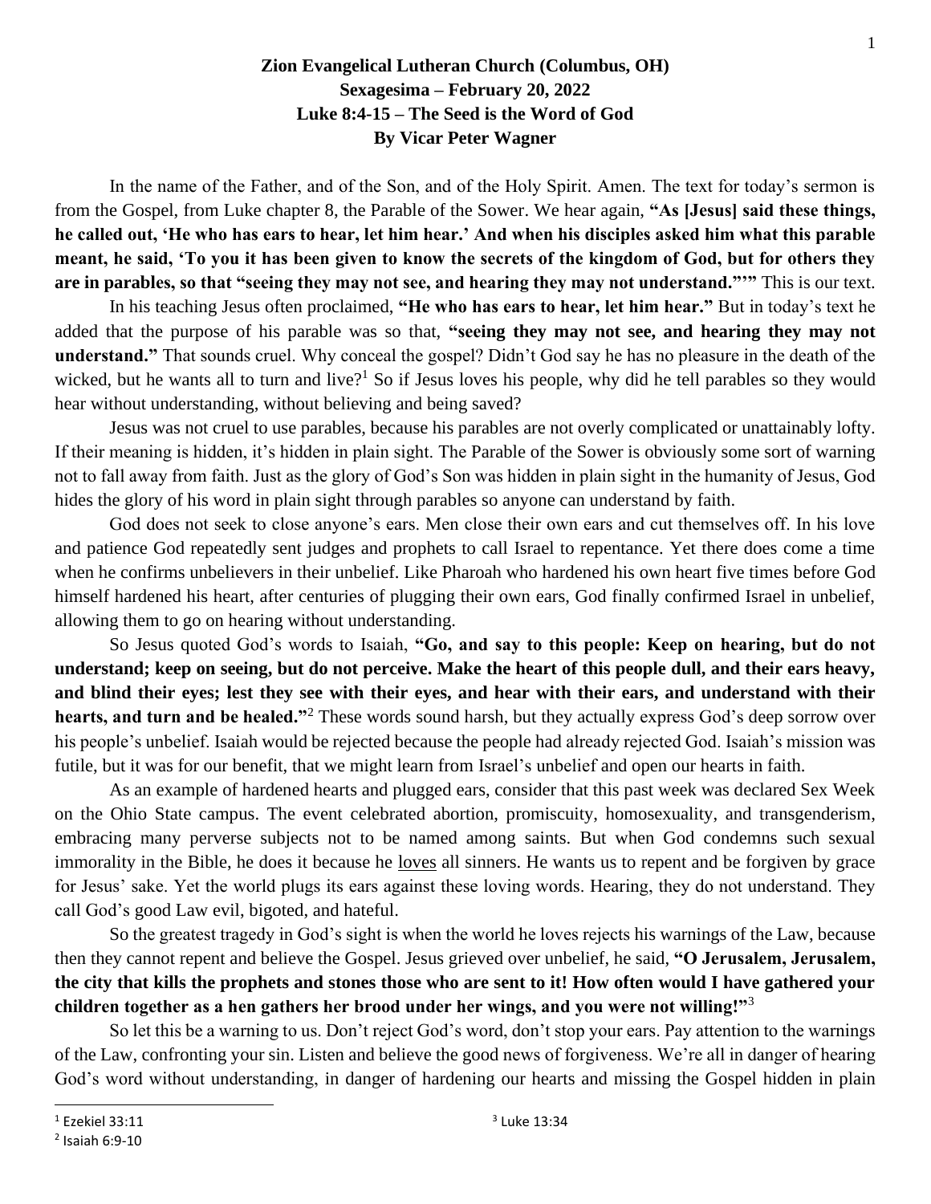**Zion Evangelical Lutheran Church (Columbus, OH)**
**Sexagesima – February 20, 2022**
**Luke 8:4-15 – The Seed is the Word of God**
**By Vicar Peter Wagner**

In the name of the Father, and of the Son, and of the Holy Spirit. Amen. The text for today's sermon is from the Gospel, from Luke chapter 8, the Parable of the Sower. We hear again, **"As [Jesus] said these things, he called out, 'He who has ears to hear, let him hear.' And when his disciples asked him what this parable meant, he said, 'To you it has been given to know the secrets of the kingdom of God, but for others they are in parables, so that "seeing they may not see, and hearing they may not understand."'"** This is our text.

In his teaching Jesus often proclaimed, **"He who has ears to hear, let him hear."** But in today's text he added that the purpose of his parable was so that, **"seeing they may not see, and hearing they may not understand."** That sounds cruel. Why conceal the gospel? Didn't God say he has no pleasure in the death of the wicked, but he wants all to turn and live?[1] So if Jesus loves his people, why did he tell parables so they would hear without understanding, without believing and being saved?

Jesus was not cruel to use parables, because his parables are not overly complicated or unattainably lofty. If their meaning is hidden, it's hidden in plain sight. The Parable of the Sower is obviously some sort of warning not to fall away from faith. Just as the glory of God's Son was hidden in plain sight in the humanity of Jesus, God hides the glory of his word in plain sight through parables so anyone can understand by faith.

God does not seek to close anyone's ears. Men close their own ears and cut themselves off. In his love and patience God repeatedly sent judges and prophets to call Israel to repentance. Yet there does come a time when he confirms unbelievers in their unbelief. Like Pharoah who hardened his own heart five times before God himself hardened his heart, after centuries of plugging their own ears, God finally confirmed Israel in unbelief, allowing them to go on hearing without understanding.

So Jesus quoted God's words to Isaiah, **"Go, and say to this people: Keep on hearing, but do not understand; keep on seeing, but do not perceive. Make the heart of this people dull, and their ears heavy, and blind their eyes; lest they see with their eyes, and hear with their ears, and understand with their hearts, and turn and be healed."**[2] These words sound harsh, but they actually express God's deep sorrow over his people's unbelief. Isaiah would be rejected because the people had already rejected God. Isaiah's mission was futile, but it was for our benefit, that we might learn from Israel's unbelief and open our hearts in faith.

As an example of hardened hearts and plugged ears, consider that this past week was declared Sex Week on the Ohio State campus. The event celebrated abortion, promiscuity, homosexuality, and transgenderism, embracing many perverse subjects not to be named among saints. But when God condemns such sexual immorality in the Bible, he does it because he <u>loves</u> all sinners. He wants us to repent and be forgiven by grace for Jesus' sake. Yet the world plugs its ears against these loving words. Hearing, they do not understand. They call God's good Law evil, bigoted, and hateful.

So the greatest tragedy in God's sight is when the world he loves rejects his warnings of the Law, because then they cannot repent and believe the Gospel. Jesus grieved over unbelief, he said, **"O Jerusalem, Jerusalem, the city that kills the prophets and stones those who are sent to it! How often would I have gathered your children together as a hen gathers her brood under her wings, and you were not willing!"**[3]

So let this be a warning to us. Don't reject God's word, don't stop your ears. Pay attention to the warnings of the Law, confronting your sin. Listen and believe the good news of forgiveness. We're all in danger of hearing God's word without understanding, in danger of hardening our hearts and missing the Gospel hidden in plain

[1] Ezekiel 33:11
[2] Isaiah 6:9-10
[3] Luke 13:34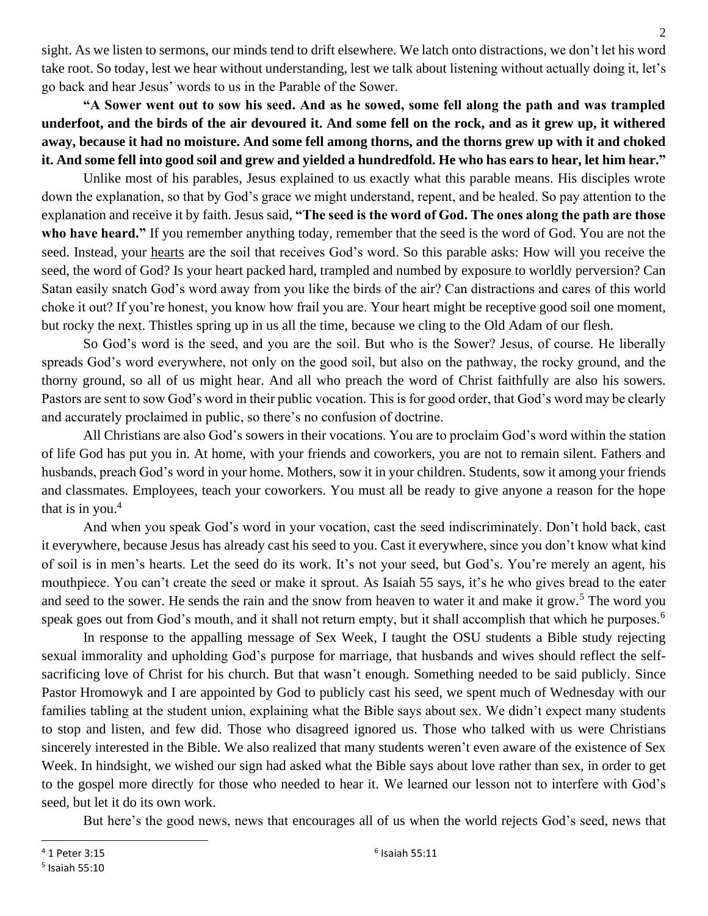sight. As we listen to sermons, our minds tend to drift elsewhere. We latch onto distractions, we don't let his word take root. So today, lest we hear without understanding, lest we talk about listening without actually doing it, let's go back and hear Jesus' words to us in the Parable of the Sower.

**"A Sower went out to sow his seed. And as he sowed, some fell along the path and was trampled underfoot, and the birds of the air devoured it. And some fell on the rock, and as it grew up, it withered away, because it had no moisture. And some fell among thorns, and the thorns grew up with it and choked it. And some fell into good soil and grew and yielded a hundredfold. He who has ears to hear, let him hear."**

Unlike most of his parables, Jesus explained to us exactly what this parable means. His disciples wrote down the explanation, so that by God's grace we might understand, repent, and be healed. So pay attention to the explanation and receive it by faith. Jesus said, **"The seed is the word of God. The ones along the path are those who have heard."** If you remember anything today, remember that the seed is the word of God. You are not the seed. Instead, your hearts are the soil that receives God's word. So this parable asks: How will you receive the seed, the word of God? Is your heart packed hard, trampled and numbed by exposure to worldly perversion? Can Satan easily snatch God's word away from you like the birds of the air? Can distractions and cares of this world choke it out? If you're honest, you know how frail you are. Your heart might be receptive good soil one moment, but rocky the next. Thistles spring up in us all the time, because we cling to the Old Adam of our flesh.

So God's word is the seed, and you are the soil. But who is the Sower? Jesus, of course. He liberally spreads God's word everywhere, not only on the good soil, but also on the pathway, the rocky ground, and the thorny ground, so all of us might hear. And all who preach the word of Christ faithfully are also his sowers. Pastors are sent to sow God's word in their public vocation. This is for good order, that God's word may be clearly and accurately proclaimed in public, so there's no confusion of doctrine.

All Christians are also God's sowers in their vocations. You are to proclaim God's word within the station of life God has put you in. At home, with your friends and coworkers, you are not to remain silent. Fathers and husbands, preach God's word in your home. Mothers, sow it in your children. Students, sow it among your friends and classmates. Employees, teach your coworkers. You must all be ready to give anyone a reason for the hope that is in you.[4]

And when you speak God's word in your vocation, cast the seed indiscriminately. Don't hold back, cast it everywhere, because Jesus has already cast his seed to you. Cast it everywhere, since you don't know what kind of soil is in men's hearts. Let the seed do its work. It's not your seed, but God's. You're merely an agent, his mouthpiece. You can't create the seed or make it sprout. As Isaiah 55 says, it's he who gives bread to the eater and seed to the sower. He sends the rain and the snow from heaven to water it and make it grow.[5] The word you speak goes out from God's mouth, and it shall not return empty, but it shall accomplish that which he purposes.[6]

In response to the appalling message of Sex Week, I taught the OSU students a Bible study rejecting sexual immorality and upholding God's purpose for marriage, that husbands and wives should reflect the self-sacrificing love of Christ for his church. But that wasn't enough. Something needed to be said publicly. Since Pastor Hromowyk and I are appointed by God to publicly cast his seed, we spent much of Wednesday with our families tabling at the student union, explaining what the Bible says about sex. We didn't expect many students to stop and listen, and few did. Those who disagreed ignored us. Those who talked with us were Christians sincerely interested in the Bible. We also realized that many students weren't even aware of the existence of Sex Week. In hindsight, we wished our sign had asked what the Bible says about love rather than sex, in order to get to the gospel more directly for those who needed to hear it. We learned our lesson not to interfere with God's seed, but let it do its own work.

But here's the good news, news that encourages all of us when the world rejects God's seed, news that

---

[4] 1 Peter 3:15

[5] Isaiah 55:10

[6] Isaiah 55:11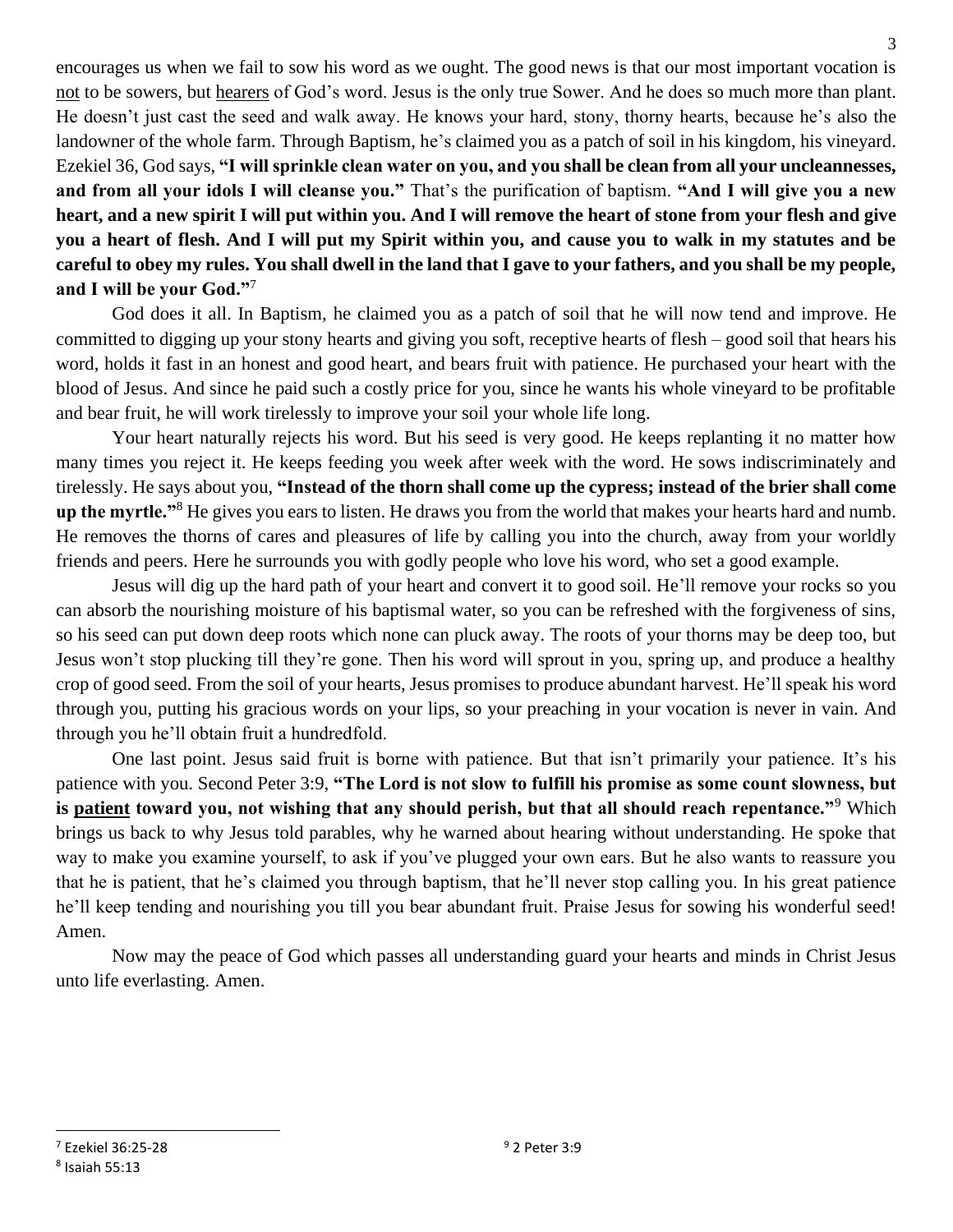encourages us when we fail to sow his word as we ought. The good news is that our most important vocation is not to be sowers, but hearers of God's word. Jesus is the only true Sower. And he does so much more than plant. He doesn't just cast the seed and walk away. He knows your hard, stony, thorny hearts, because he's also the landowner of the whole farm. Through Baptism, he's claimed you as a patch of soil in his kingdom, his vineyard. Ezekiel 36, God says, **"I will sprinkle clean water on you, and you shall be clean from all your uncleannesses, and from all your idols I will cleanse you."** That's the purification of baptism. **"And I will give you a new heart, and a new spirit I will put within you. And I will remove the heart of stone from your flesh and give you a heart of flesh. And I will put my Spirit within you, and cause you to walk in my statutes and be careful to obey my rules. You shall dwell in the land that I gave to your fathers, and you shall be my people, and I will be your God."**[7]

God does it all. In Baptism, he claimed you as a patch of soil that he will now tend and improve. He committed to digging up your stony hearts and giving you soft, receptive hearts of flesh – good soil that hears his word, holds it fast in an honest and good heart, and bears fruit with patience. He purchased your heart with the blood of Jesus. And since he paid such a costly price for you, since he wants his whole vineyard to be profitable and bear fruit, he will work tirelessly to improve your soil your whole life long.

Your heart naturally rejects his word. But his seed is very good. He keeps replanting it no matter how many times you reject it. He keeps feeding you week after week with the word. He sows indiscriminately and tirelessly. He says about you, **"Instead of the thorn shall come up the cypress; instead of the brier shall come up the myrtle."**[8] He gives you ears to listen. He draws you from the world that makes your hearts hard and numb. He removes the thorns of cares and pleasures of life by calling you into the church, away from your worldly friends and peers. Here he surrounds you with godly people who love his word, who set a good example.

Jesus will dig up the hard path of your heart and convert it to good soil. He'll remove your rocks so you can absorb the nourishing moisture of his baptismal water, so you can be refreshed with the forgiveness of sins, so his seed can put down deep roots which none can pluck away. The roots of your thorns may be deep too, but Jesus won't stop plucking till they're gone. Then his word will sprout in you, spring up, and produce a healthy crop of good seed. From the soil of your hearts, Jesus promises to produce abundant harvest. He'll speak his word through you, putting his gracious words on your lips, so your preaching in your vocation is never in vain. And through you he'll obtain fruit a hundredfold.

One last point. Jesus said fruit is borne with patience. But that isn't primarily your patience. It's his patience with you. Second Peter 3:9, **"The Lord is not slow to fulfill his promise as some count slowness, but is patient toward you, not wishing that any should perish, but that all should reach repentance."**[9] Which brings us back to why Jesus told parables, why he warned about hearing without understanding. He spoke that way to make you examine yourself, to ask if you've plugged your own ears. But he also wants to reassure you that he is patient, that he's claimed you through baptism, that he'll never stop calling you. In his great patience he'll keep tending and nourishing you till you bear abundant fruit. Praise Jesus for sowing his wonderful seed! Amen.

Now may the peace of God which passes all understanding guard your hearts and minds in Christ Jesus unto life everlasting. Amen.

---

[7] Ezekiel 36:25-28

[8] Isaiah 55:13

[9] 2 Peter 3:9